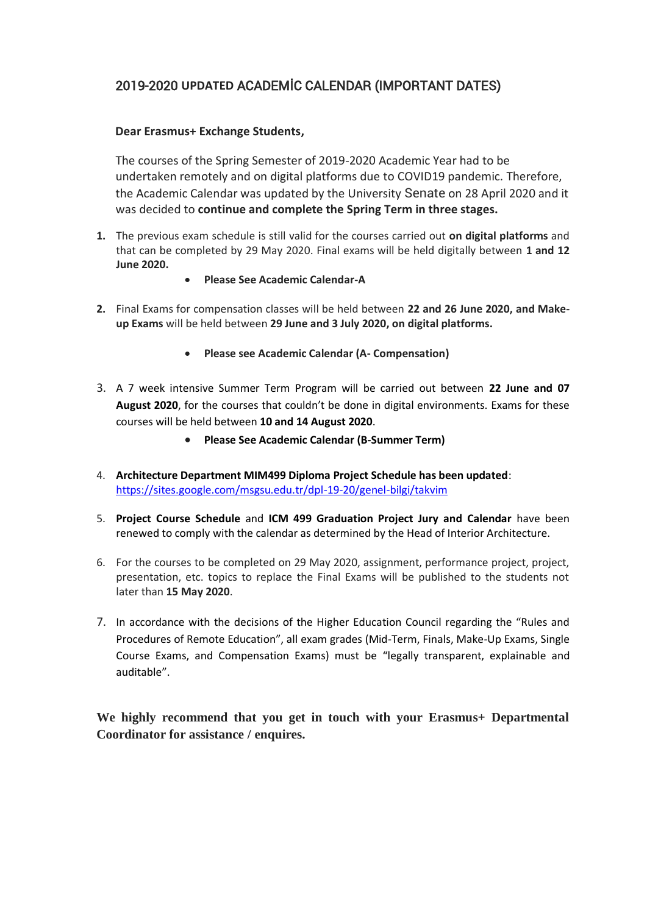## 2019-2020 UPDATED ACADEMİC CALENDAR (IMPORTANT DATES)

**Dear Erasmus+ Exchange Students,**

The courses of the Spring Semester of 2019-2020 Academic Year had to be undertaken remotely and on digital platforms due to COVID19 pandemic. Therefore, the Academic Calendar was updated by the University Senate on 28 April 2020 and it was decided to **continue and complete the Spring Term in three stages.**

1. The previous exam schedule is still valid for the courses carried out **on digital platforms** and that can be completed by 29 May 2020. Final exams will be held digitally between **1 and 12 June 2020.**
   - **Please See Academic Calendar-A**

2. Final Exams for compensation classes will be held between **22 and 26 June 2020, and Make-up Exams** will be held between **29 June and 3 July 2020, on digital platforms.**
   - **Please see Academic Calendar (A- Compensation)**

3. A 7 week intensive Summer Term Program will be carried out between **22 June and 07 August 2020**, for the courses that couldn't be done in digital environments. Exams for these courses will be held between **10 and 14 August 2020**.
   - **Please See Academic Calendar (B-Summer Term)**

4. **Architecture Department MIM499 Diploma Project Schedule has been updated**: https://sites.google.com/msgsu.edu.tr/dpl-19-20/genel-bilgi/takvim

5. **Project Course Schedule** and **ICM 499 Graduation Project Jury and Calendar** have been renewed to comply with the calendar as determined by the Head of Interior Architecture.

6. For the courses to be completed on 29 May 2020, assignment, performance project, project, presentation, etc. topics to replace the Final Exams will be published to the students not later than **15 May 2020**.

7. In accordance with the decisions of the Higher Education Council regarding the "Rules and Procedures of Remote Education", all exam grades (Mid-Term, Finals, Make-Up Exams, Single Course Exams, and Compensation Exams) must be "legally transparent, explainable and auditable".

**We highly recommend that you get in touch with your Erasmus+ Departmental Coordinator for assistance / enquires.**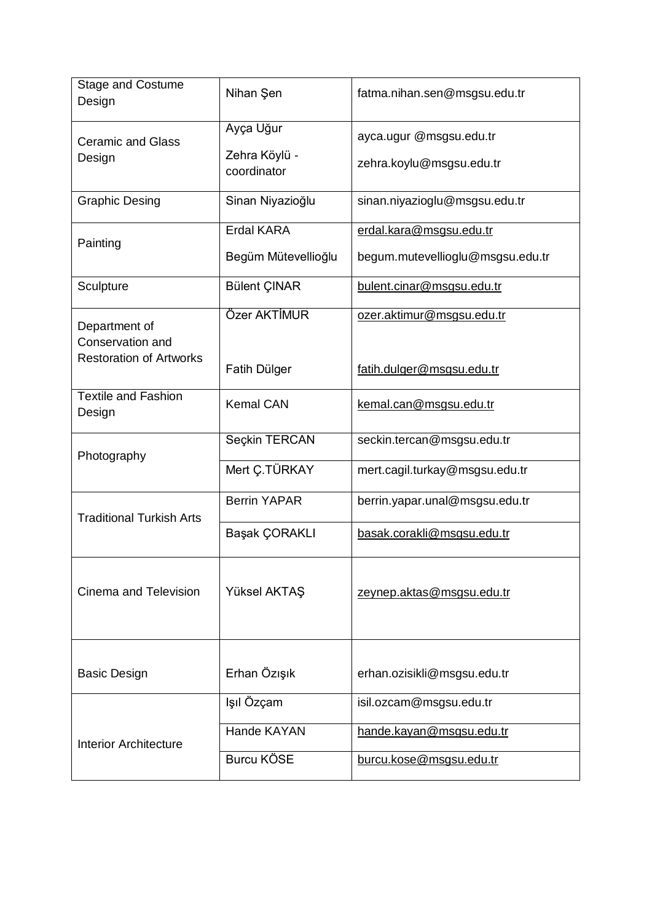| | | |
|---|---|---|
| Stage and Costume Design | Nihan Şen | fatma.nihan.sen@msgsu.edu.tr |
| Ceramic and Glass Design | Ayça Uğur<br>Zehra Köylü - coordinator | ayca.ugur @msgsu.edu.tr<br>zehra.koylu@msgsu.edu.tr |
| Graphic Desing | Sinan Niyazioğlu | sinan.niyazioglu@msgsu.edu.tr |
| Painting | Erdal KARA<br>Begüm Mütevellioğlu | erdal.kara@msgsu.edu.tr<br>begum.mutevellioglu@msgsu.edu.tr |
| Sculpture | Bülent ÇINAR | bulent.cinar@msgsu.edu.tr |
| Department of Conservation and Restoration of Artworks | Özer AKTİMUR<br>Fatih Dülger | ozer.aktimur@msgsu.edu.tr<br>fatih.dulger@msgsu.edu.tr |
| Textile and Fashion Design | Kemal CAN | kemal.can@msgsu.edu.tr |
| Photography | Seçkin TERCAN | seckin.tercan@msgsu.edu.tr |
| | Mert Ç.TÜRKAY | mert.cagil.turkay@msgsu.edu.tr |
| Traditional Turkish Arts | Berrin YAPAR | berrin.yapar.unal@msgsu.edu.tr |
| | Başak ÇORAKLI | basak.corakli@msgsu.edu.tr |
| Cinema and Television | Yüksel AKTAŞ | zeynep.aktas@msgsu.edu.tr |
| Basic Design | Erhan Özışık | erhan.ozisikli@msgsu.edu.tr |
| Interior Architecture | Işıl Özçam | isil.ozcam@msgsu.edu.tr |
| | Hande KAYAN | hande.kayan@msgsu.edu.tr |
| | Burcu KÖSE | burcu.kose@msgsu.edu.tr |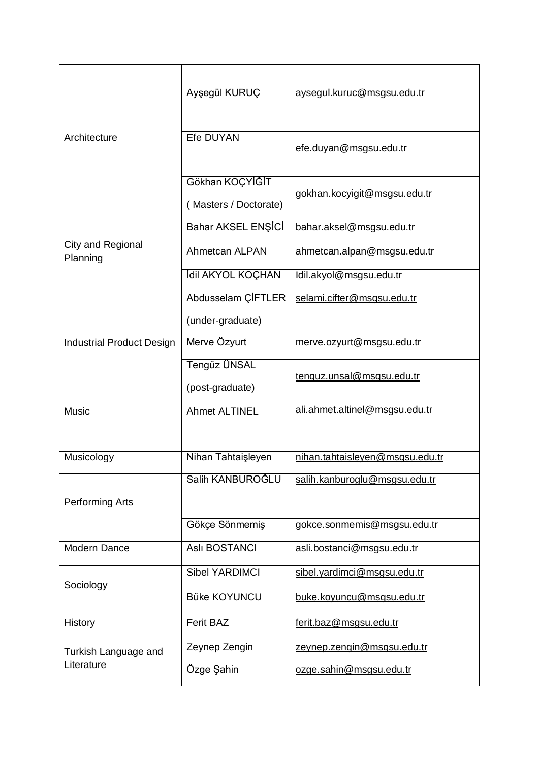| | | |
|---|---|---|
| Architecture | Ayşegül KURUÇ | aysegul.kuruc@msgsu.edu.tr |
| | Efe DUYAN | efe.duyan@msgsu.edu.tr |
| | Gökhan KOÇYİĞİT ( Masters / Doctorate) | gokhan.kocyigit@msgsu.edu.tr |
| City and Regional Planning | Bahar AKSEL ENŞİCİ | bahar.aksel@msgsu.edu.tr |
| | Ahmetcan ALPAN | ahmetcan.alpan@msgsu.edu.tr |
| | İdil AKYOL KOÇHAN | Idil.akyol@msgsu.edu.tr |
| Industrial Product Design | Abdusselam ÇİFTLER (under-graduate) | selami.cifter@msgsu.edu.tr |
| | Merve Özyurt | merve.ozyurt@msgsu.edu.tr |
| | Tengüz ÜNSAL (post-graduate) | tenguz.unsal@msgsu.edu.tr |
| Music | Ahmet ALTINEL | ali.ahmet.altinel@msgsu.edu.tr |
| Musicology | Nihan Tahtaişleyen | nihan.tahtaisleyen@msgsu.edu.tr |
| Performing Arts | Salih KANBUROĞLU | salih.kanburoglu@msgsu.edu.tr |
| | Gökçe Sönmemiş | gokce.sonmemis@msgsu.edu.tr |
| Modern Dance | Aslı BOSTANCI | asli.bostanci@msgsu.edu.tr |
| Sociology | Sibel YARDIMCI | sibel.yardimci@msgsu.edu.tr |
| | Büke KOYUNCU | buke.koyuncu@msgsu.edu.tr |
| History | Ferit BAZ | ferit.baz@msgsu.edu.tr |
| Turkish Language and Literature | Zeynep Zengin | zeynep.zengin@msgsu.edu.tr |
| | Özge Şahin | ozge.sahin@msgsu.edu.tr |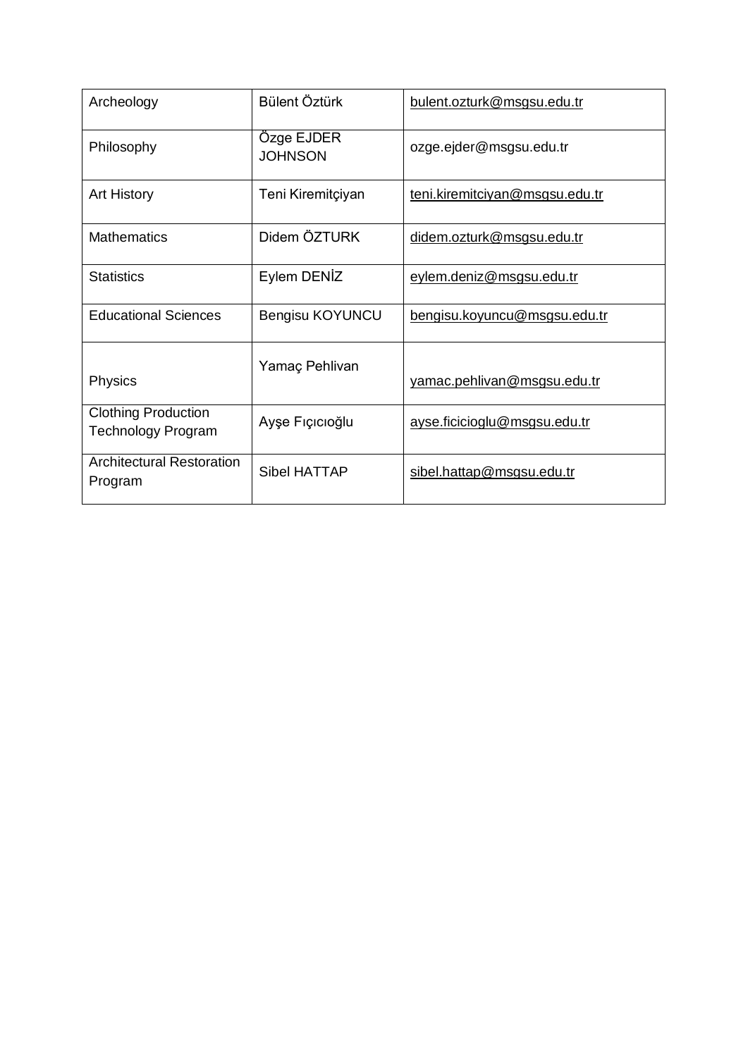| | | |
|---|---|---|
| Archeology | Bülent Öztürk | bulent.ozturk@msgsu.edu.tr |
| Philosophy | Özge EJDER JOHNSON | ozge.ejder@msgsu.edu.tr |
| Art History | Teni Kiremitçiyan | teni.kiremitciyan@msgsu.edu.tr |
| Mathematics | Didem ÖZTURK | didem.ozturk@msgsu.edu.tr |
| Statistics | Eylem DENİZ | eylem.deniz@msgsu.edu.tr |
| Educational Sciences | Bengisu KOYUNCU | bengisu.koyuncu@msgsu.edu.tr |
| Physics | Yamaç Pehlivan | yamac.pehlivan@msgsu.edu.tr |
| Clothing Production Technology Program | Ayşe Fıçıcıoğlu | ayse.ficicioglu@msgsu.edu.tr |
| Architectural Restoration Program | Sibel HATTAP | sibel.hattap@msgsu.edu.tr |